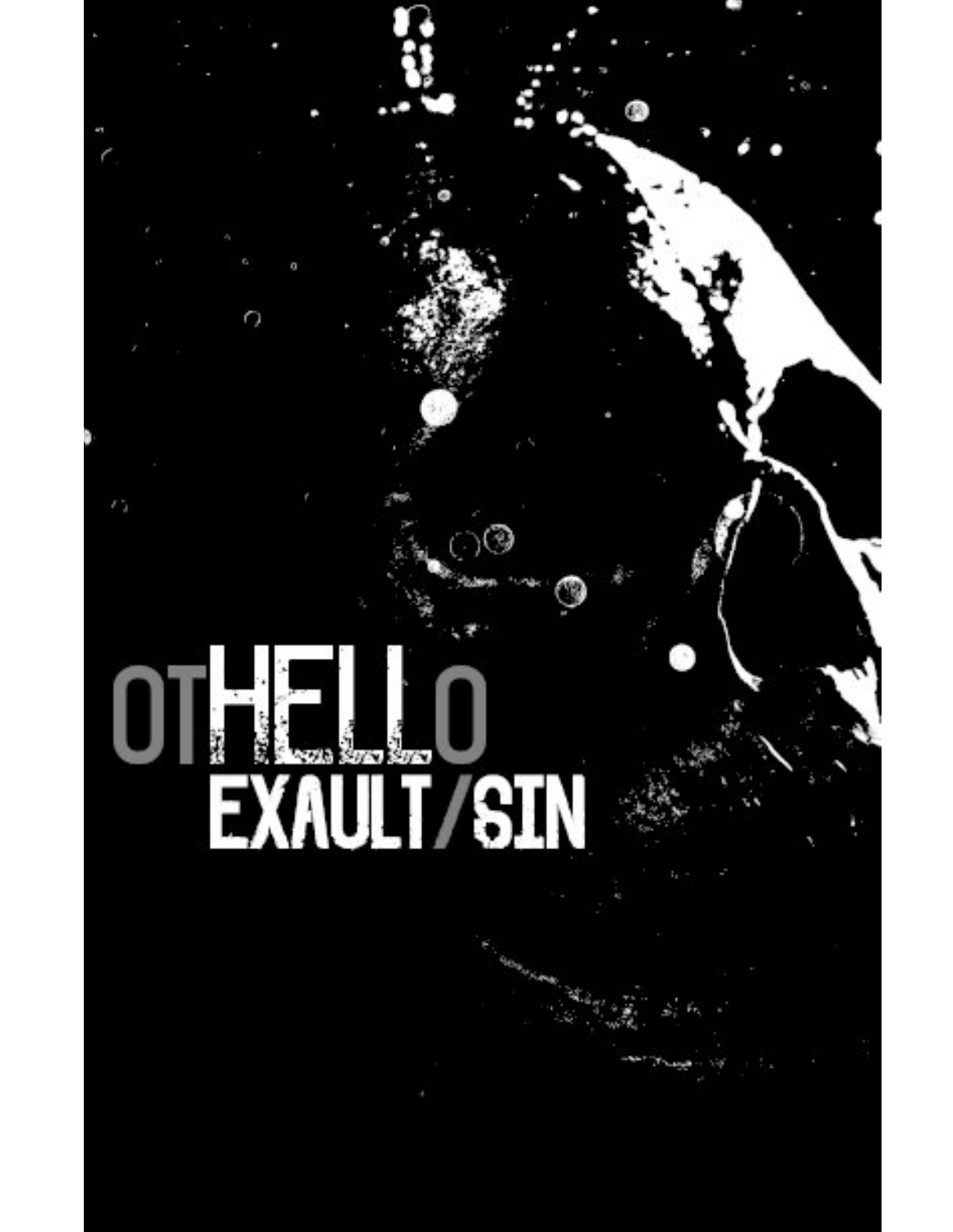# otHELLo

## EXAULT/SIN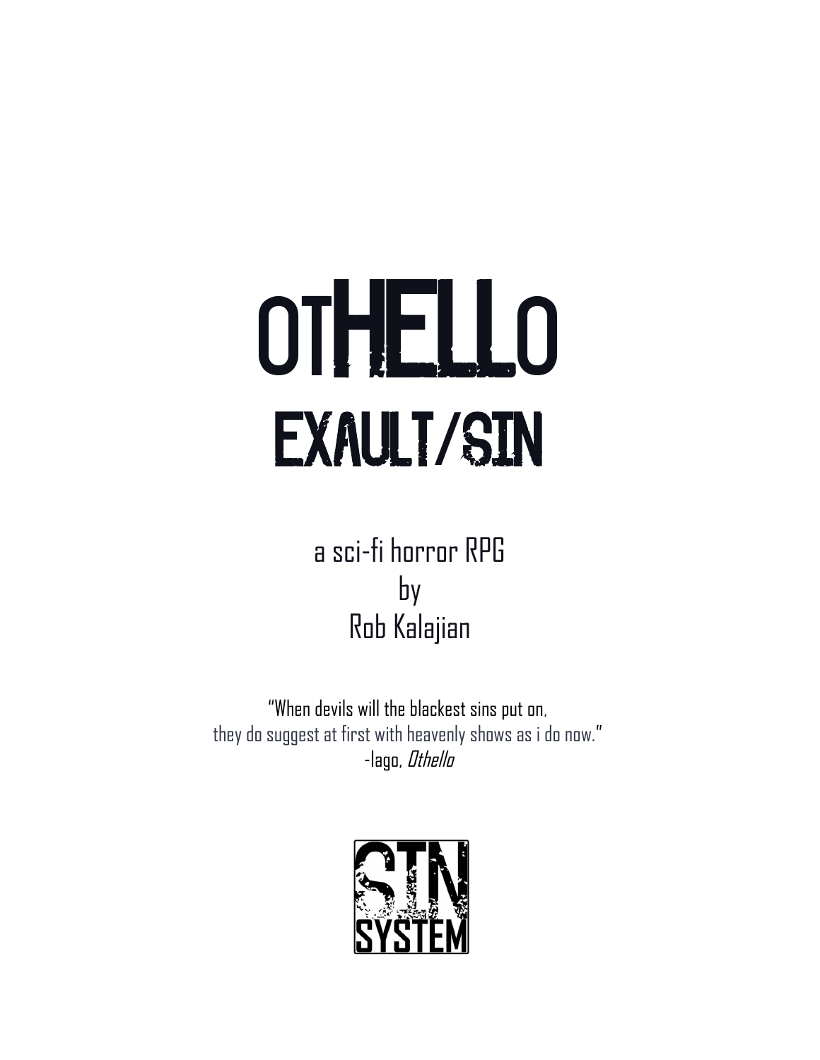# otHELLo

## EXAULT/SIN

a sci-fi horror RPG
by
Rob Kalajian

"When devils will the blackest sins put on,
they do suggest at first with heavenly shows as i do now."
-Iago, *Othello*

SIN SYSTEM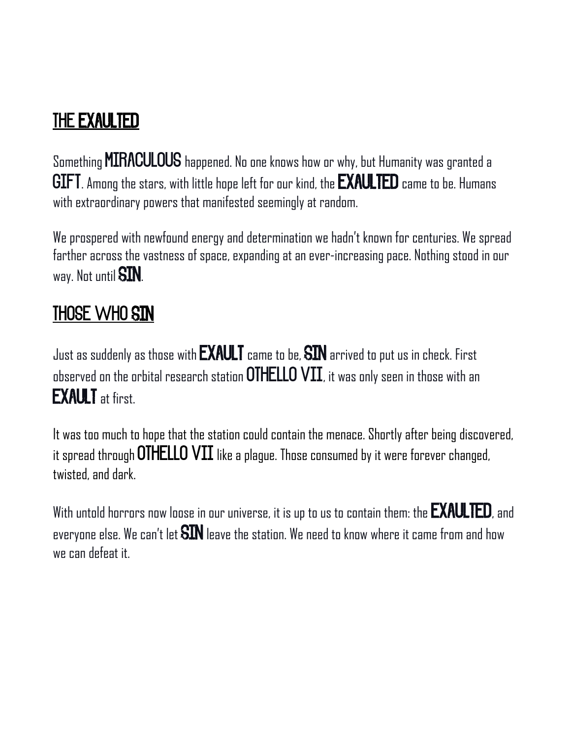## THE EXAULTED

Something **MIRACULOUS** happened. No one knows how or why, but Humanity was granted a **GIFT**. Among the stars, with little hope left for our kind, the **EXAULTED** came to be. Humans with extraordinary powers that manifested seemingly at random.

We prospered with newfound energy and determination we hadn't known for centuries. We spread farther across the vastness of space, expanding at an ever-increasing pace. Nothing stood in our way. Not until **SIN**.

## THOSE WHO SIN

Just as suddenly as those with **EXAULT** came to be, **SIN** arrived to put us in check. First observed on the orbital research station **OTHELLO VII**, it was only seen in those with an **EXAULT** at first.

It was too much to hope that the station could contain the menace. Shortly after being discovered, it spread through **OTHELLO VII** like a plague. Those consumed by it were forever changed, twisted, and dark.

With untold horrors now loose in our universe, it is up to us to contain them: the **EXAULTED**, and everyone else. We can't let **SIN** leave the station. We need to know where it came from and how we can defeat it.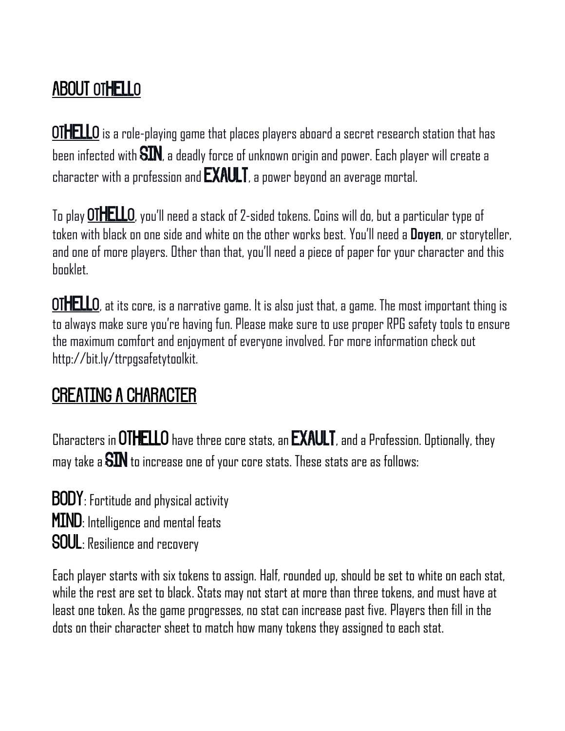## ABOUT OTHELLO

OTHELLO is a role-playing game that places players aboard a secret research station that has been infected with SIN, a deadly force of unknown origin and power. Each player will create a character with a profession and EXAULT, a power beyond an average mortal.

To play OTHELLO, you'll need a stack of 2-sided tokens. Coins will do, but a particular type of token with black on one side and white on the other works best. You'll need a **Doyen**, or storyteller, and one of more players. Other than that, you'll need a piece of paper for your character and this booklet.

OTHELLO, at its core, is a narrative game. It is also just that, a game. The most important thing is to always make sure you're having fun. Please make sure to use proper RPG safety tools to ensure the maximum comfort and enjoyment of everyone involved. For more information check out http://bit.ly/ttrpgsafetytoolkit.

## CREATING A CHARACTER

Characters in OTHELLO have three core stats, an EXAULT, and a Profession. Optionally, they may take a SIN to increase one of your core stats. These stats are as follows:

**BODY**: Fortitude and physical activity
**MIND**: Intelligence and mental feats
**SOUL**: Resilience and recovery

Each player starts with six tokens to assign. Half, rounded up, should be set to white on each stat, while the rest are set to black. Stats may not start at more than three tokens, and must have at least one token. As the game progresses, no stat can increase past five. Players then fill in the dots on their character sheet to match how many tokens they assigned to each stat.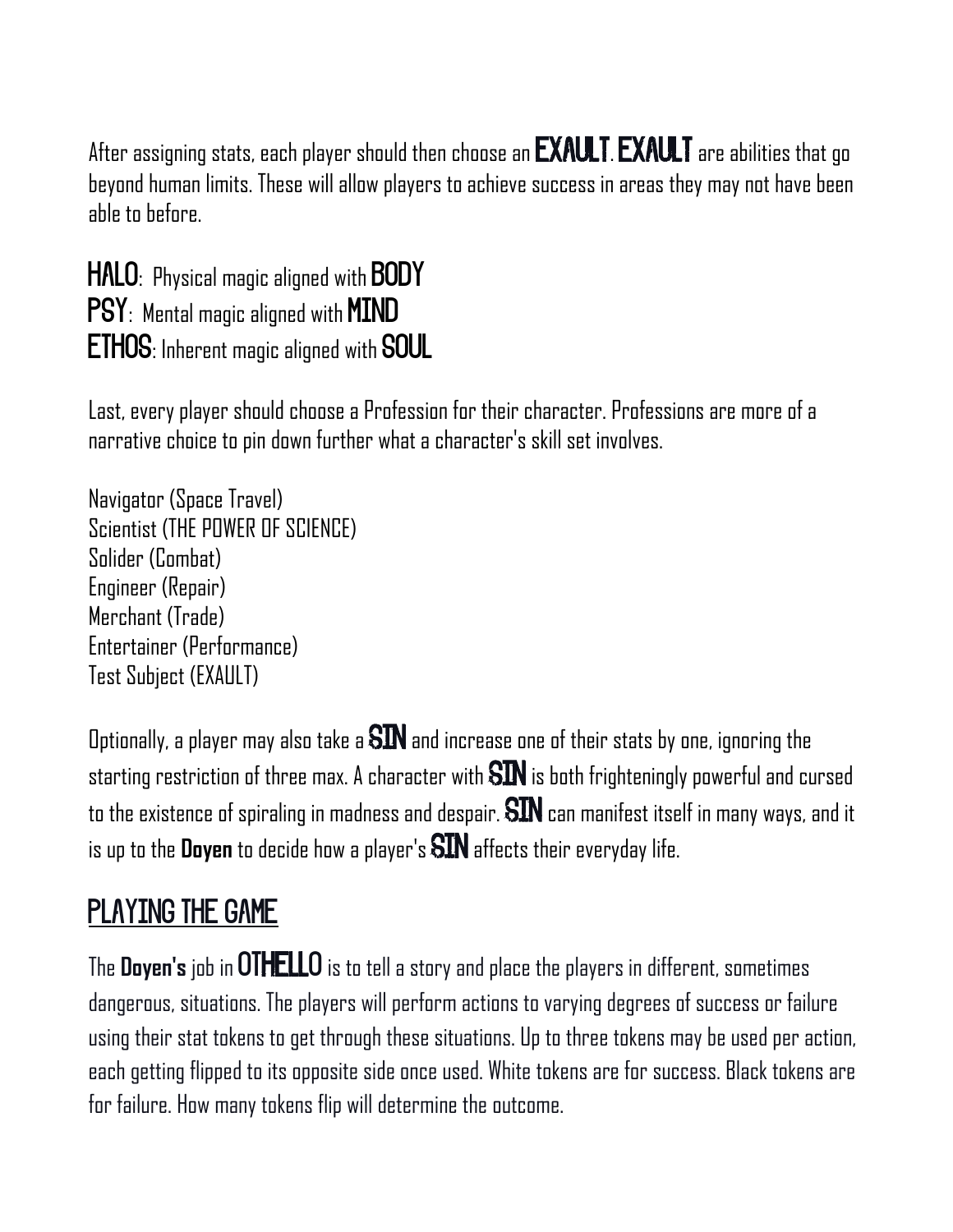After assigning stats, each player should then choose an **EXAULT**. **EXAULT** are abilities that go beyond human limits. These will allow players to achieve success in areas they may not have been able to before.

**HALO**: Physical magic aligned with **BODY**
**PSY**: Mental magic aligned with **MIND**
**ETHOS**: Inherent magic aligned with **SOUL**

Last, every player should choose a Profession for their character. Professions are more of a narrative choice to pin down further what a character's skill set involves.

Navigator (Space Travel)
Scientist (THE POWER OF SCIENCE)
Solider (Combat)
Engineer (Repair)
Merchant (Trade)
Entertainer (Performance)
Test Subject (EXAULT)

Optionally, a player may also take a **SIN** and increase one of their stats by one, ignoring the starting restriction of three max. A character with **SIN** is both frighteningly powerful and cursed to the existence of spiraling in madness and despair. **SIN** can manifest itself in many ways, and it is up to the **Doyen** to decide how a player's **SIN** affects their everyday life.

## PLAYING THE GAME

The **Doyen's** job in **OTHELLO** is to tell a story and place the players in different, sometimes dangerous, situations. The players will perform actions to varying degrees of success or failure using their stat tokens to get through these situations. Up to three tokens may be used per action, each getting flipped to its opposite side once used. White tokens are for success. Black tokens are for failure. How many tokens flip will determine the outcome.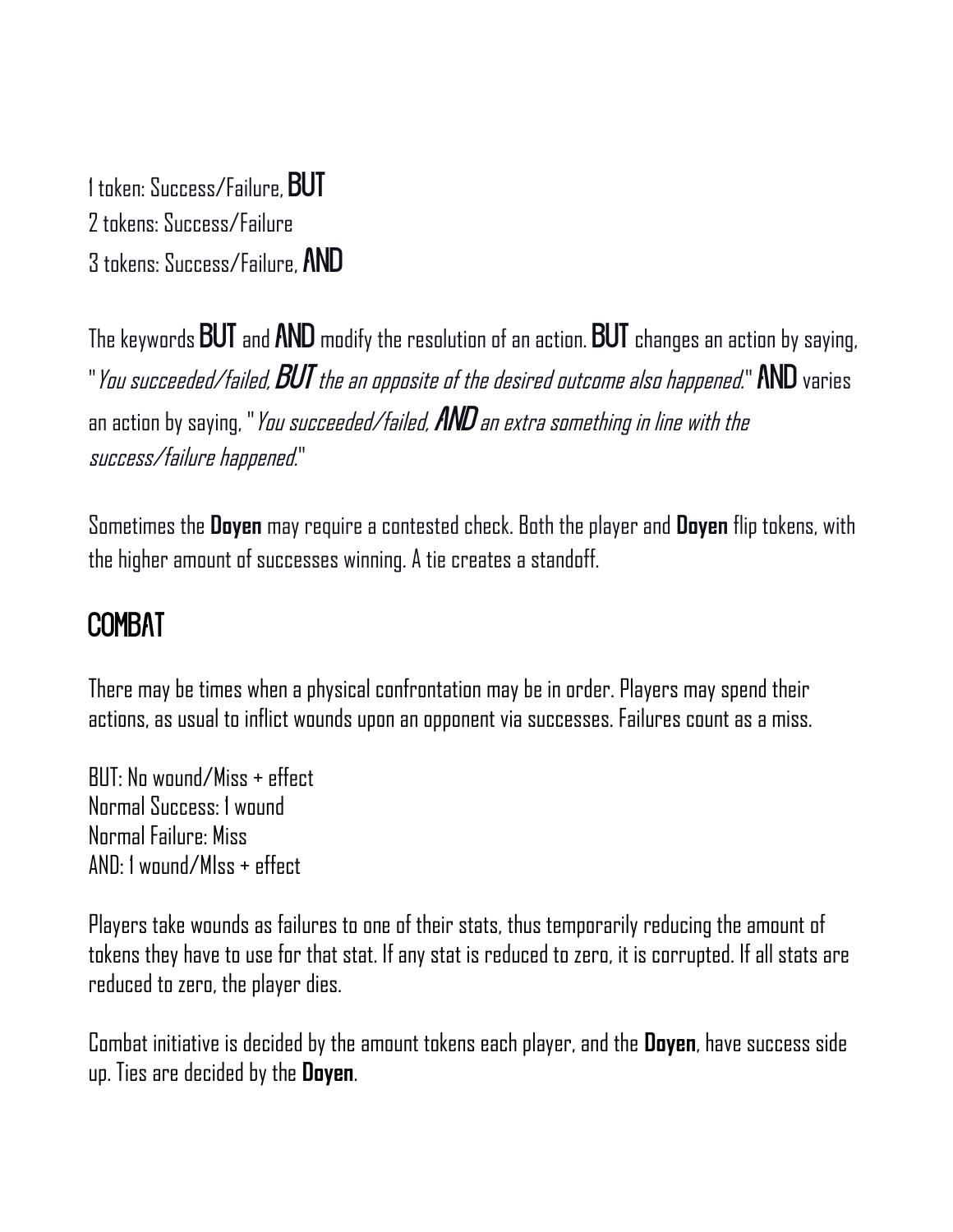1 token: Success/Failure, **BUT**
2 tokens: Success/Failure
3 tokens: Success/Failure, **AND**

The keywords **BUT** and **AND** modify the resolution of an action. **BUT** changes an action by saying, "*You succeeded/failed, **BUT** the an opposite of the desired outcome also happened.*" **AND** varies an action by saying, "*You succeeded/failed, **AND** an extra something in line with the success/failure happened.*"

Sometimes the **Doyen** may require a contested check. Both the player and **Doyen** flip tokens, with the higher amount of successes winning. A tie creates a standoff.

## COMBAT

There may be times when a physical confrontation may be in order. Players may spend their actions, as usual to inflict wounds upon an opponent via successes. Failures count as a miss.

BUT: No wound/Miss + effect
Normal Success: 1 wound
Normal Failure: Miss
AND: 1 wound/MIss + effect

Players take wounds as failures to one of their stats, thus temporarily reducing the amount of tokens they have to use for that stat. If any stat is reduced to zero, it is corrupted. If all stats are reduced to zero, the player dies.

Combat initiative is decided by the amount tokens each player, and the **Doyen**, have success side up. Ties are decided by the **Doyen**.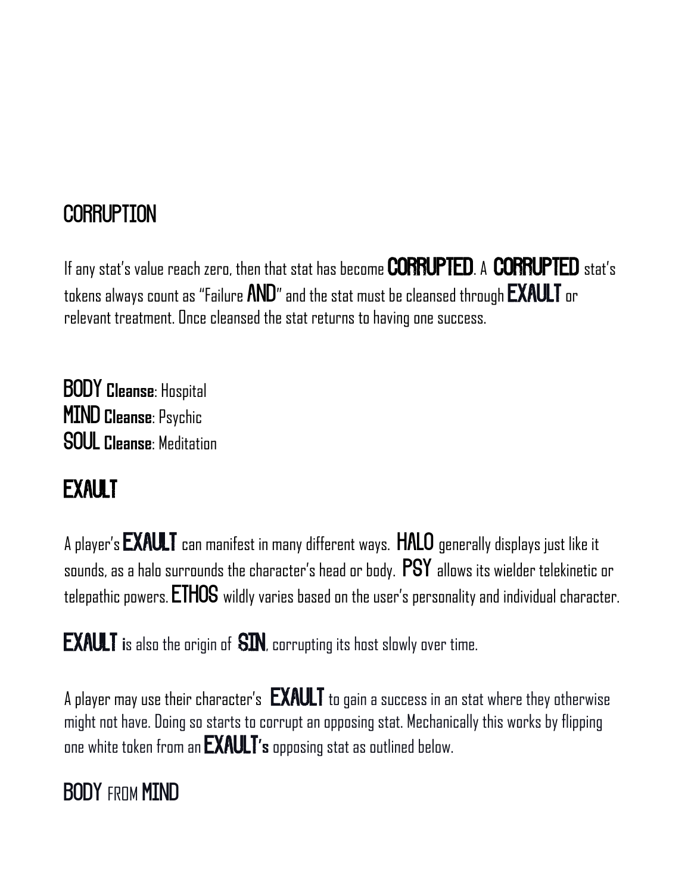## CORRUPTION

If any stat's value reach zero, then that stat has become **CORRUPTED**. A **CORRUPTED** stat's tokens always count as "Failure **AND**" and the stat must be cleansed through **EXAULT** or relevant treatment. Once cleansed the stat returns to having one success.

**BODY Cleanse**: Hospital
**MIND Cleanse**: Psychic
**SOUL Cleanse**: Meditation

## EXAULT

A player's **EXAULT** can manifest in many different ways. **HALO** generally displays just like it sounds, as a halo surrounds the character's head or body. **PSY** allows its wielder telekinetic or telepathic powers. **ETHOS** wildly varies based on the user's personality and individual character.

**EXAULT i**s also the origin of **SIN**, corrupting its host slowly over time.

A player may use their character's **EXAULT** to gain a success in an stat where they otherwise might not have. Doing so starts to corrupt an opposing stat. Mechanically this works by flipping one white token from an **EXAULT's** opposing stat as outlined below.

### BODY FROM MIND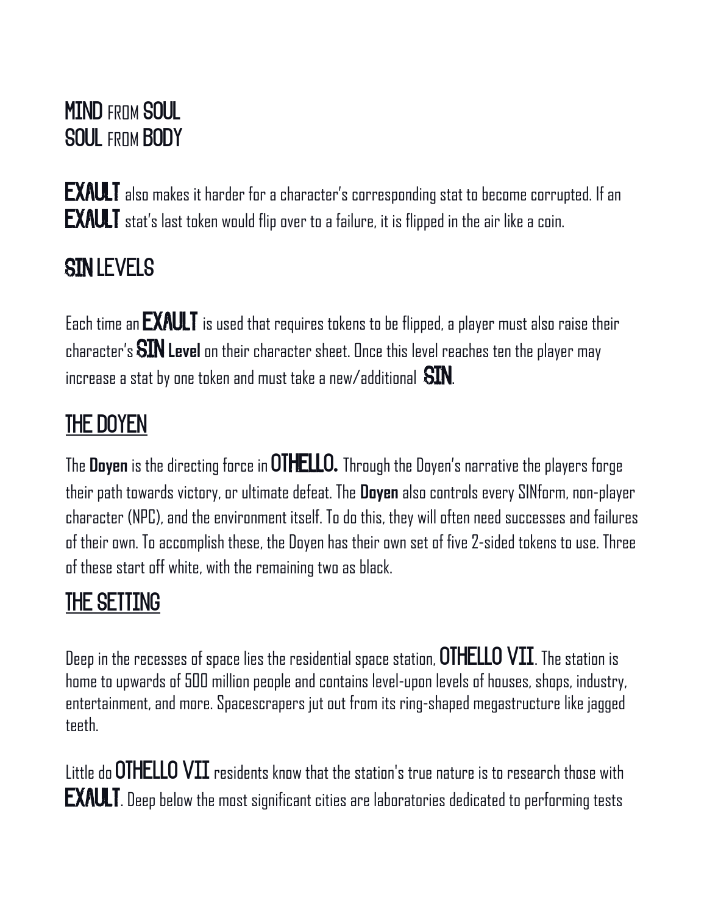**MIND** FROM **SOUL**
**SOUL** FROM **BODY**

**EXAULT** also makes it harder for a character's corresponding stat to become corrupted. If an **EXAULT** stat's last token would flip over to a failure, it is flipped in the air like a coin.

## SIN LEVELS

Each time an **EXAULT** is used that requires tokens to be flipped, a player must also raise their character's **SIN Level** on their character sheet. Once this level reaches ten the player may increase a stat by one token and must take a new/additional **SIN**.

## THE DOYEN

The **Doyen** is the directing force in **OTHELLO.** Through the Doyen's narrative the players forge their path towards victory, or ultimate defeat. The **Doyen** also controls every SINform, non-player character (NPC), and the environment itself. To do this, they will often need successes and failures of their own. To accomplish these, the Doyen has their own set of five 2-sided tokens to use. Three of these start off white, with the remaining two as black.

## THE SETTING

Deep in the recesses of space lies the residential space station, **OTHELLO VII**. The station is home to upwards of 500 million people and contains level-upon levels of houses, shops, industry, entertainment, and more. Spacescrapers jut out from its ring-shaped megastructure like jagged teeth.

Little do **OTHELLO VII** residents know that the station's true nature is to research those with **EXAULT**. Deep below the most significant cities are laboratories dedicated to performing tests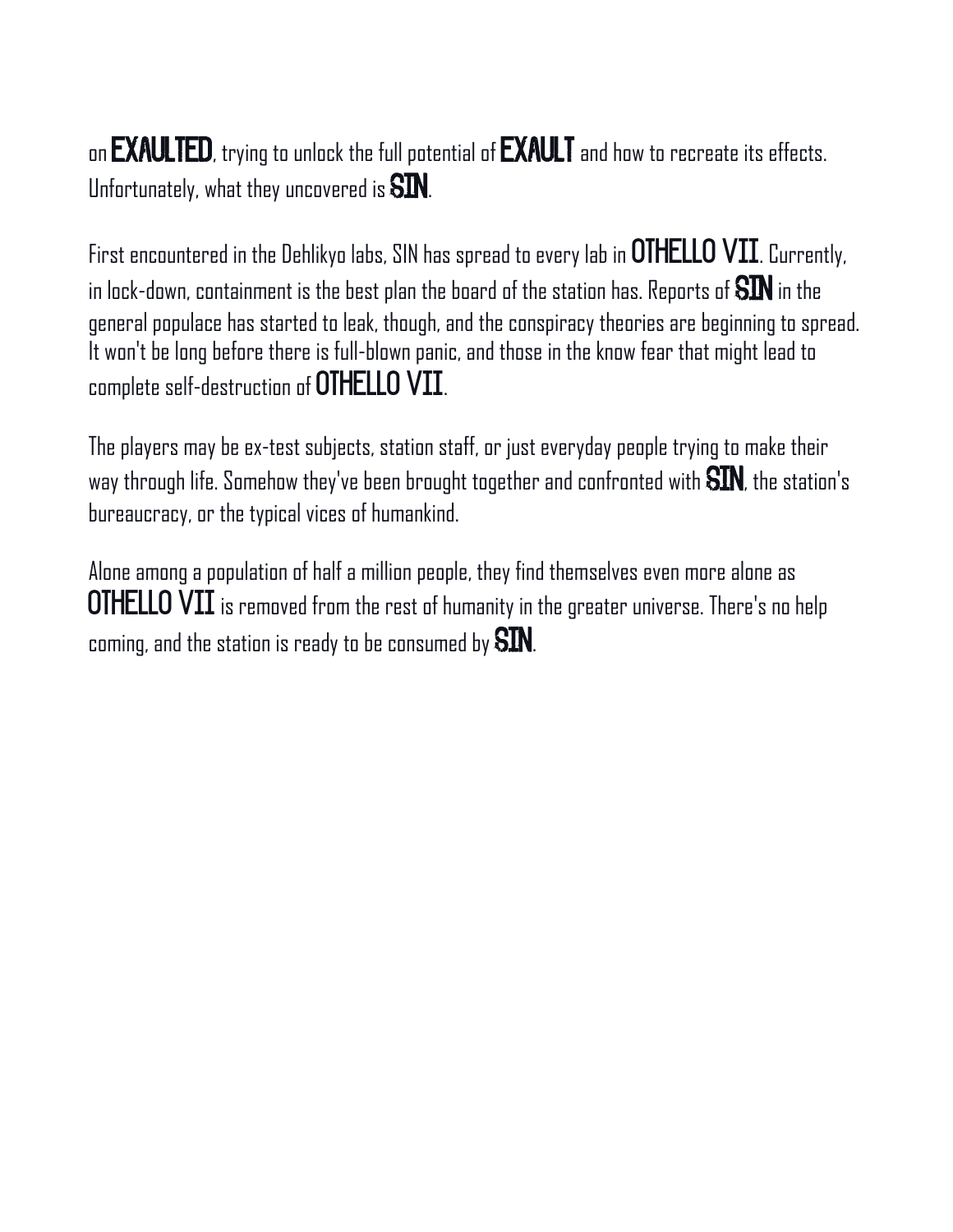on **EXAULTED**, trying to unlock the full potential of **EXAULT** and how to recreate its effects. Unfortunately, what they uncovered is **SIN**.

First encountered in the Dehlikyo labs, SIN has spread to every lab in **OTHELLO VII**. Currently, in lock-down, containment is the best plan the board of the station has. Reports of **SIN** in the general populace has started to leak, though, and the conspiracy theories are beginning to spread. It won't be long before there is full-blown panic, and those in the know fear that might lead to complete self-destruction of **OTHELLO VII**.

The players may be ex-test subjects, station staff, or just everyday people trying to make their way through life. Somehow they've been brought together and confronted with **SIN**, the station's bureaucracy, or the typical vices of humankind.

Alone among a population of half a million people, they find themselves even more alone as **OTHELLO VII** is removed from the rest of humanity in the greater universe. There's no help coming, and the station is ready to be consumed by **SIN**.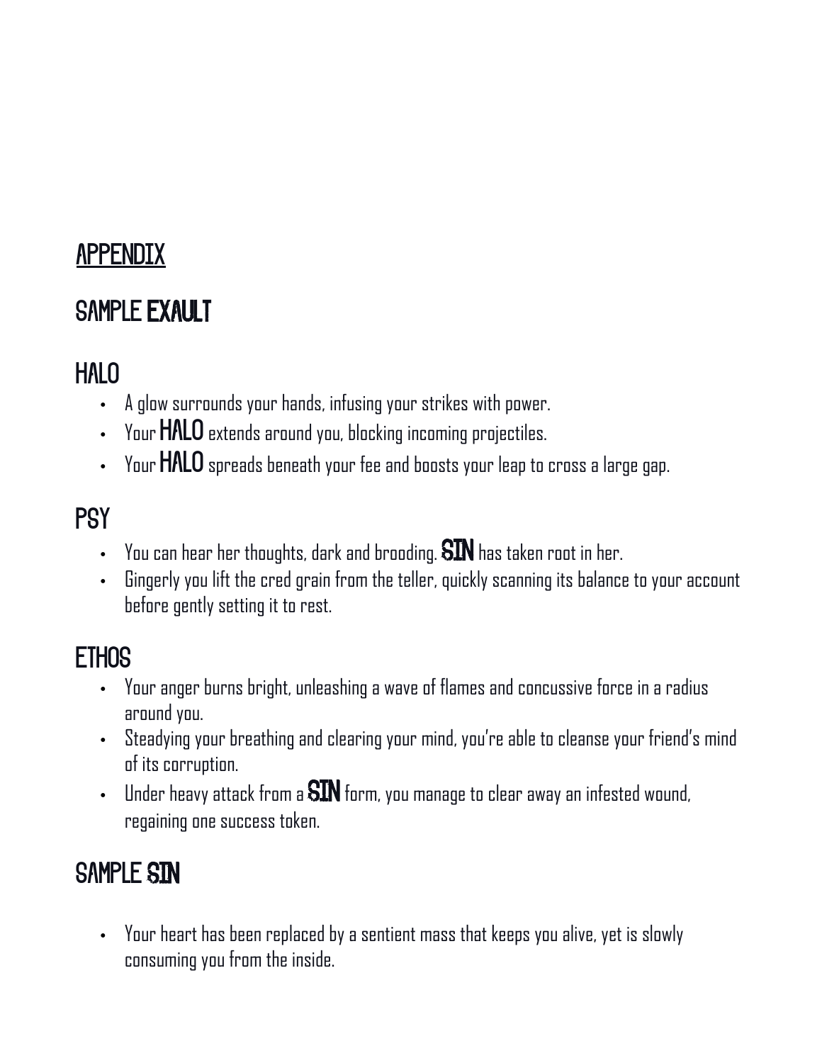# APPENDIX

## SAMPLE EXAULT

### HALO

- A glow surrounds your hands, infusing your strikes with power.
- Your **HALO** extends around you, blocking incoming projectiles.
- Your **HALO** spreads beneath your fee and boosts your leap to cross a large gap.

### PSY

- You can hear her thoughts, dark and brooding. **SIN** has taken root in her.
- Gingerly you lift the cred grain from the teller, quickly scanning its balance to your account before gently setting it to rest.

### ETHOS

- Your anger burns bright, unleashing a wave of flames and concussive force in a radius around you.
- Steadying your breathing and clearing your mind, you're able to cleanse your friend's mind of its corruption.
- Under heavy attack from a **SIN** form, you manage to clear away an infested wound, regaining one success token.

## SAMPLE SIN

- Your heart has been replaced by a sentient mass that keeps you alive, yet is slowly consuming you from the inside.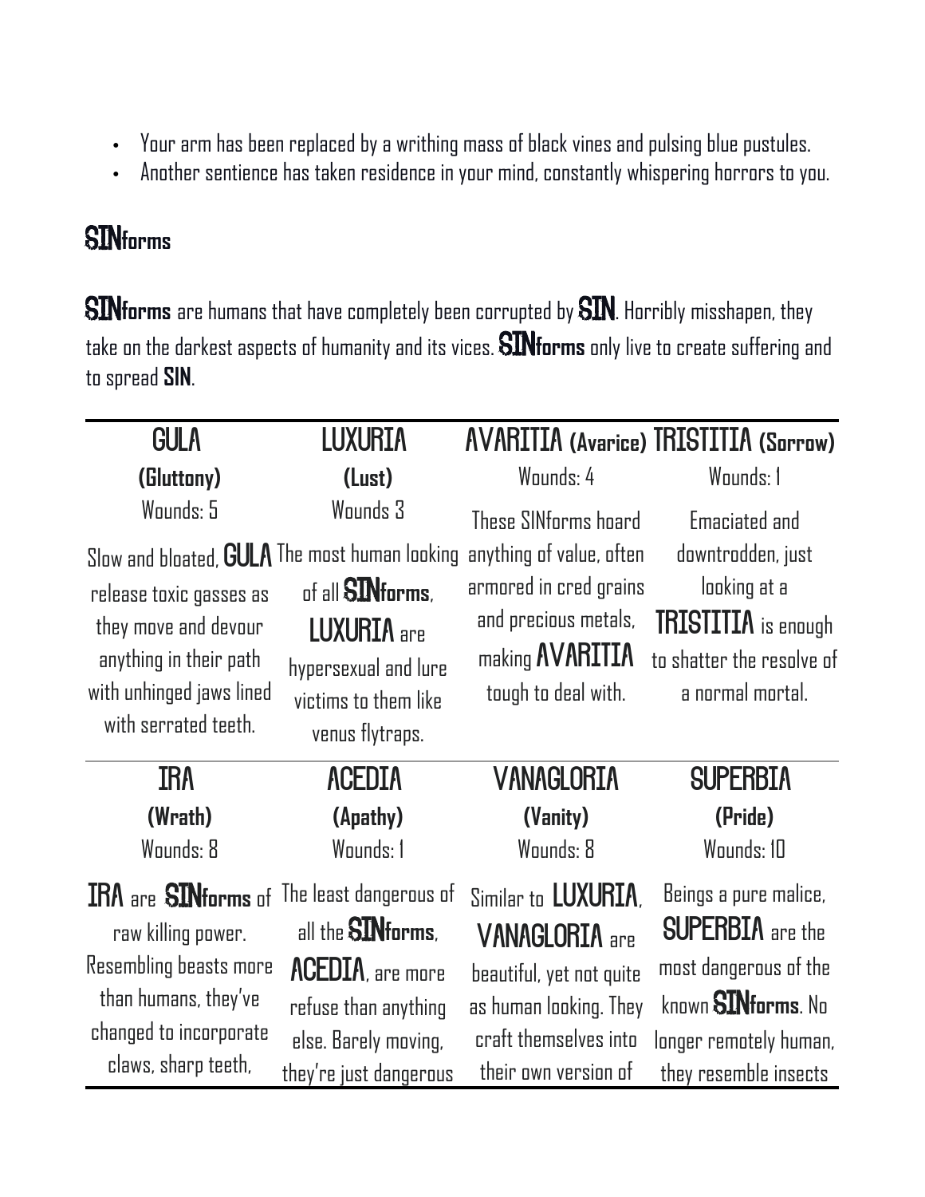- Your arm has been replaced by a writhing mass of black vines and pulsing blue pustules.
- Another sentience has taken residence in your mind, constantly whispering horrors to you.

## SINforms

**SINforms** are humans that have completely been corrupted by **SIN**. Horribly misshapen, they take on the darkest aspects of humanity and its vices. **SINforms** only live to create suffering and to spread **SIN**.

| GULA (Gluttony) | LUXURIA (Lust) | AVARITIA (Avarice) | TRISTITIA (Sorrow) |
|---|---|---|---|
| Wounds: 5 | Wounds 3 | Wounds: 4 | Wounds: 1 |
| Slow and bloated, **GULA** release toxic gasses as they move and devour anything in their path with unhinged jaws lined with serrated teeth. | The most human looking of all **SINforms**, **LUXURIA** are hypersexual and lure victims to them like venus flytraps. | These SINforms hoard anything of value, often armored in cred grains and precious metals, making **AVARITIA** tough to deal with. | Emaciated and downtrodden, just looking at a **TRISTITIA** is enough to shatter the resolve of a normal mortal. |
| **IRA (Wrath)** | **ACEDIA (Apathy)** | **VANAGLORIA (Vanity)** | **SUPERBIA (Pride)** |
| Wounds: 8 | Wounds: 1 | Wounds: 8 | Wounds: 10 |
| **IRA** are **SINforms** of raw killing power. Resembling beasts more than humans, they've changed to incorporate claws, sharp teeth, | The least dangerous of all the **SINforms**, **ACEDIA**, are more refuse than anything else. Barely moving, they're just dangerous | Similar to **LUXURIA**, **VANAGLORIA** are beautiful, yet not quite as human looking. They craft themselves into their own version of | Beings a pure malice, **SUPERBIA** are the most dangerous of the known **SINforms**. No longer remotely human, they resemble insects |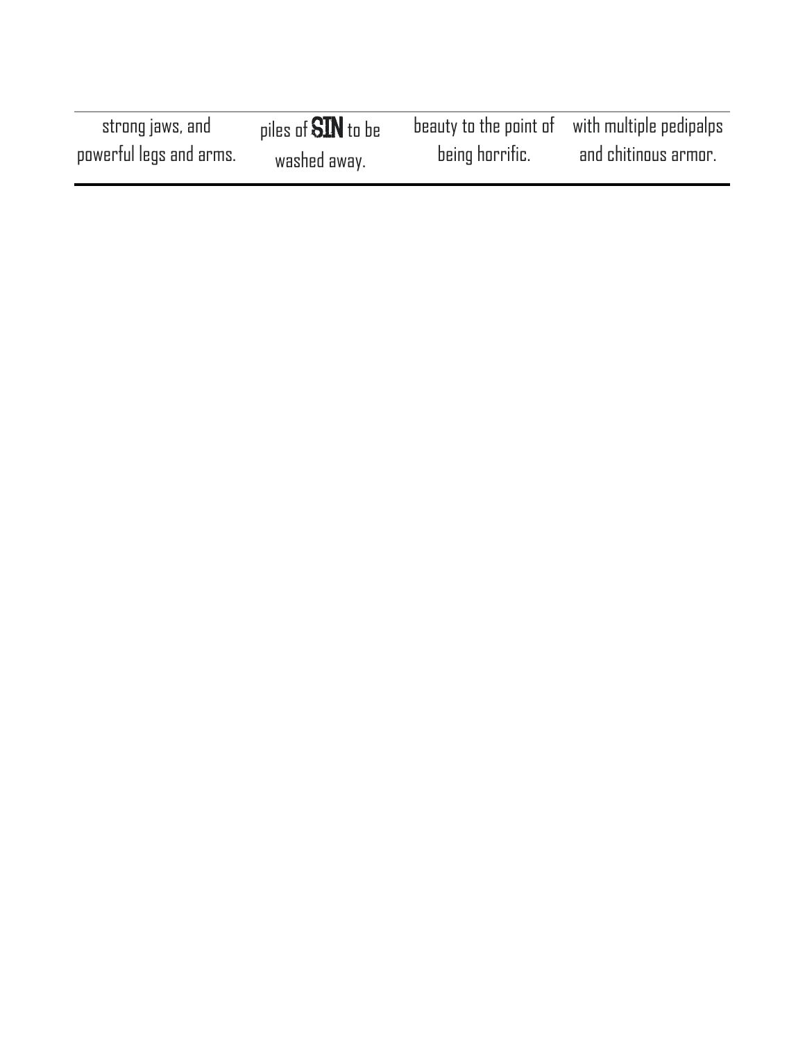| | | | |
|---|---|---|---|
| strong jaws, and powerful legs and arms. | piles of **SIN** to be washed away. | beauty to the point of being horrific. | with multiple pedipalps and chitinous armor. |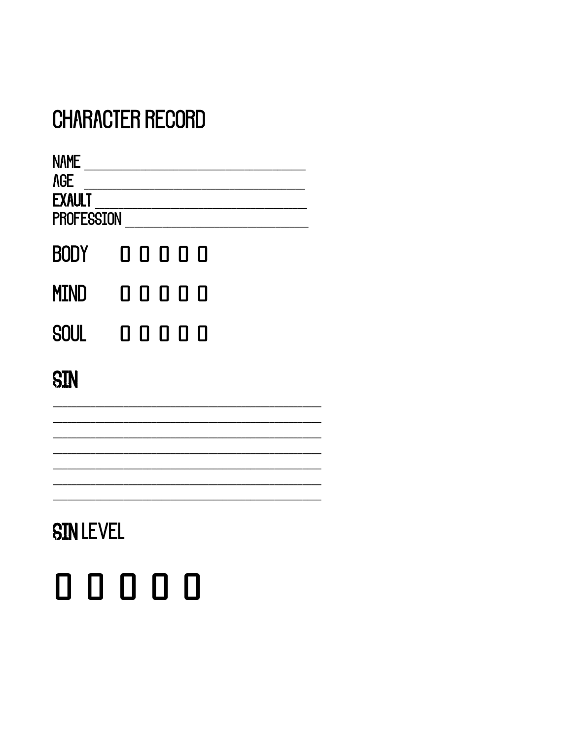# CHARACTER RECORD

NAME ______________________________

AGE ______________________________

EXAULT ______________________________

PROFESSION ___________________________

## BODY ☐ ☐ ☐ ☐ ☐

## MIND ☐ ☐ ☐ ☐ ☐

## SOUL ☐ ☐ ☐ ☐ ☐

# SIN

____________________________________

____________________________________

____________________________________

____________________________________

____________________________________

____________________________________

____________________________________

# SIN LEVEL

☐ ☐ ☐ ☐ ☐